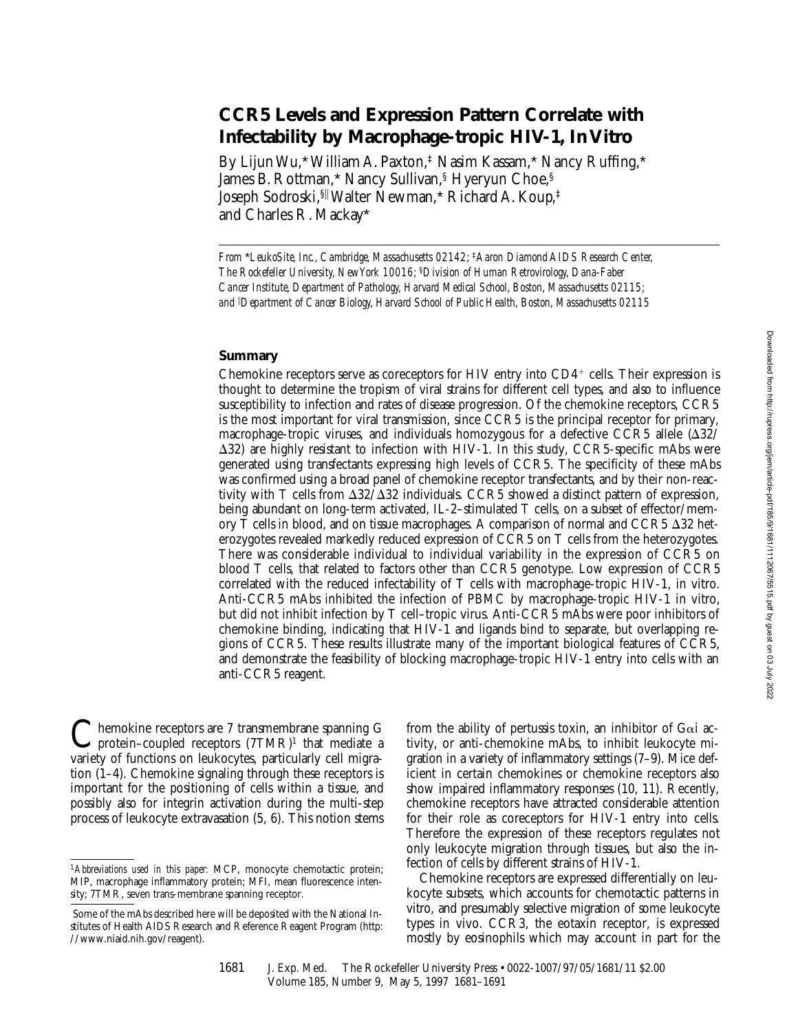# CCR5 Levels and Expression Pattern Correlate with Infectability by Macrophage-tropic HIV-1, In Vitro

By Lijun Wu,* William A. Paxton,‡ Nasim Kassam,* Nancy Ruffing,* James B. Rottman,* Nancy Sullivan,§ Hyeryun Choe,§ Joseph Sodroski,§‖ Walter Newman,* Richard A. Koup,‡ and Charles R. Mackay*

*From \*LeukoSite, Inc., Cambridge, Massachusetts 02142; ‡Aaron Diamond AIDS Research Center, The Rockefeller University, New York 10016; §Division of Human Retrovirology, Dana-Faber Cancer Institute, Department of Pathology, Harvard Medical School, Boston, Massachusetts 02115; and ‖Department of Cancer Biology, Harvard School of Public Health, Boston, Massachusetts 02115*

## Summary

Chemokine receptors serve as coreceptors for HIV entry into $CD4^+$ cells. Their expression is thought to determine the tropism of viral strains for different cell types, and also to influence susceptibility to infection and rates of disease progression. Of the chemokine receptors, CCR5 is the most important for viral transmission, since CCR5 is the principal receptor for primary, macrophage-tropic viruses, and individuals homozygous for a defective CCR5 allele (Δ32/Δ32) are highly resistant to infection with HIV-1. In this study, CCR5-specific mAbs were generated using transfectants expressing high levels of CCR5. The specificity of these mAbs was confirmed using a broad panel of chemokine receptor transfectants, and by their non-reactivity with T cells from Δ32/Δ32 individuals. CCR5 showed a distinct pattern of expression, being abundant on long-term activated, IL-2–stimulated T cells, on a subset of effector/memory T cells in blood, and on tissue macrophages. A comparison of normal and CCR5 Δ32 heterozygotes revealed markedly reduced expression of CCR5 on T cells from the heterozygotes. There was considerable individual to individual variability in the expression of CCR5 on blood T cells, that related to factors other than CCR5 genotype. Low expression of CCR5 correlated with the reduced infectability of T cells with macrophage-tropic HIV-1, in vitro. Anti-CCR5 mAbs inhibited the infection of PBMC by macrophage-tropic HIV-1 in vitro, but did not inhibit infection by T cell–tropic virus. Anti-CCR5 mAbs were poor inhibitors of chemokine binding, indicating that HIV-1 and ligands bind to separate, but overlapping regions of CCR5. These results illustrate many of the important biological features of CCR5, and demonstrate the feasibility of blocking macrophage-tropic HIV-1 entry into cells with an anti-CCR5 reagent.

Chemokine receptors are 7 transmembrane spanning G protein–coupled receptors (7TMR)[1] that mediate a variety of functions on leukocytes, particularly cell migration (1–4). Chemokine signaling through these receptors is important for the positioning of cells within a tissue, and possibly also for integrin activation during the multi-step process of leukocyte extravasation (5, 6). This notion stems from the ability of pertussis toxin, an inhibitor of Gαi activity, or anti-chemokine mAbs, to inhibit leukocyte migration in a variety of inflammatory settings (7–9). Mice deficient in certain chemokines or chemokine receptors also show impaired inflammatory responses (10, 11). Recently, chemokine receptors have attracted considerable attention for their role as coreceptors for HIV-1 entry into cells. Therefore the expression of these receptors regulates not only leukocyte migration through tissues, but also the infection of cells by different strains of HIV-1.

Chemokine receptors are expressed differentially on leukocyte subsets, which accounts for chemotactic patterns in vitro, and presumably selective migration of some leukocyte types in vivo. CCR3, the eotaxin receptor, is expressed mostly by eosinophils which may account in part for the

[1]*Abbreviations used in this paper:* MCP, monocyte chemotactic protein; MIP, macrophage inflammatory protein; MFI, mean fluorescence intensity; 7TMR, seven trans-membrane spanning receptor.

Some of the mAbs described here will be deposited with the National Institutes of Health AIDS Research and Reference Reagent Program (http://www.niaid.nih.gov/reagent).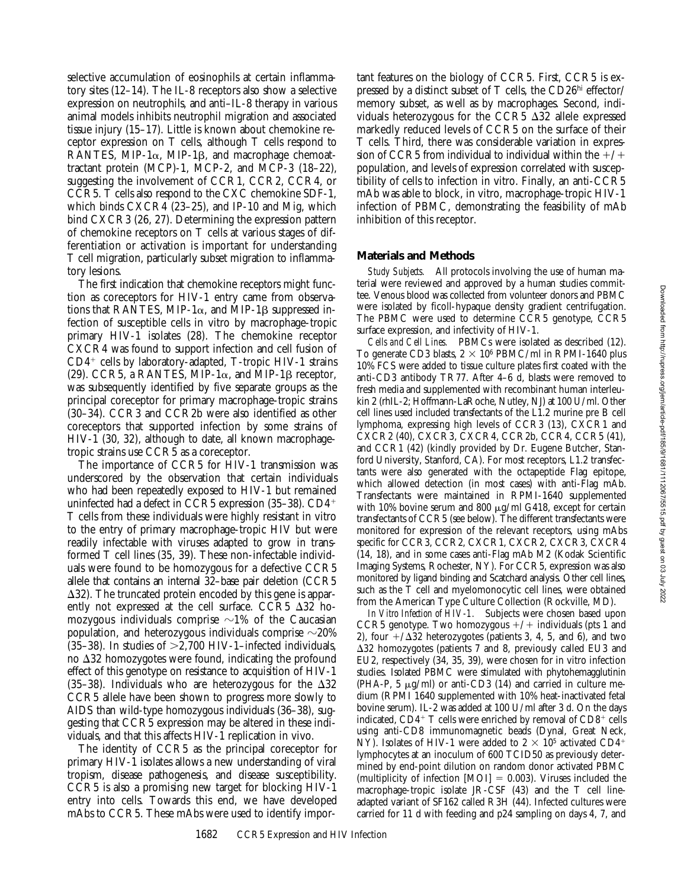selective accumulation of eosinophils at certain inflammatory sites (12–14). The IL-8 receptors also show a selective expression on neutrophils, and anti–IL-8 therapy in various animal models inhibits neutrophil migration and associated tissue injury (15–17). Little is known about chemokine receptor expression on T cells, although T cells respond to RANTES, MIP-1α, MIP-1β, and macrophage chemoattractant protein (MCP)-1, MCP-2, and MCP-3 (18–22), suggesting the involvement of CCR1, CCR2, CCR4, or CCR5. T cells also respond to the CXC chemokine SDF-1, which binds CXCR4 (23–25), and IP-10 and Mig, which bind CXCR3 (26, 27). Determining the expression pattern of chemokine receptors on T cells at various stages of differentiation or activation is important for understanding T cell migration, particularly subset migration to inflammatory lesions.

The first indication that chemokine receptors might function as coreceptors for HIV-1 entry came from observations that RANTES, MIP-1α, and MIP-1β suppressed infection of susceptible cells in vitro by macrophage-tropic primary HIV-1 isolates (28). The chemokine receptor CXCR4 was found to support infection and cell fusion of $CD4^+$ cells by laboratory-adapted, T-tropic HIV-1 strains (29). CCR5, a RANTES, MIP-1α, and MIP-1β receptor, was subsequently identified by five separate groups as the principal coreceptor for primary macrophage-tropic strains (30–34). CCR3 and CCR2b were also identified as other coreceptors that supported infection by some strains of HIV-1 (30, 32), although to date, all known macrophage-tropic strains use CCR5 as a coreceptor.

The importance of CCR5 for HIV-1 transmission was underscored by the observation that certain individuals who had been repeatedly exposed to HIV-1 but remained uninfected had a defect in CCR5 expression (35–38). $CD4^+$ T cells from these individuals were highly resistant in vitro to the entry of primary macrophage-tropic HIV but were readily infectable with viruses adapted to grow in transformed T cell lines (35, 39). These non-infectable individuals were found to be homozygous for a defective CCR5 allele that contains an internal 32–base pair deletion (CCR5 Δ32). The truncated protein encoded by this gene is apparently not expressed at the cell surface. CCR5 Δ32 homozygous individuals comprise ~1% of the Caucasian population, and heterozygous individuals comprise ~20% (35–38). In studies of >2,700 HIV-1–infected individuals, no Δ32 homozygotes were found, indicating the profound effect of this genotype on resistance to acquisition of HIV-1 (35–38). Individuals who are heterozygous for the Δ32 CCR5 allele have been shown to progress more slowly to AIDS than wild-type homozygous individuals (36–38), suggesting that CCR5 expression may be altered in these individuals, and that this affects HIV-1 replication in vivo.

The identity of CCR5 as the principal coreceptor for primary HIV-1 isolates allows a new understanding of viral tropism, disease pathogenesis, and disease susceptibility. CCR5 is also a promising new target for blocking HIV-1 entry into cells. Towards this end, we have developed mAbs to CCR5. These mAbs were used to identify important features on the biology of CCR5. First, CCR5 is expressed by a distinct subset of T cells, the $CD26^{hi}$ effector/memory subset, as well as by macrophages. Second, individuals heterozygous for the CCR5 Δ32 allele expressed markedly reduced levels of CCR5 on the surface of their T cells. Third, there was considerable variation in expression of CCR5 from individual to individual within the +/+ population, and levels of expression correlated with susceptibility of cells to infection in vitro. Finally, an anti-CCR5 mAb was able to block, in vitro, macrophage-tropic HIV-1 infection of PBMC, demonstrating the feasibility of mAb inhibition of this receptor.

## Materials and Methods

*Study Subjects.* All protocols involving the use of human material were reviewed and approved by a human studies committee. Venous blood was collected from volunteer donors and PBMC were isolated by ficoll-hypaque density gradient centrifugation. The PBMC were used to determine CCR5 genotype, CCR5 surface expression, and infectivity of HIV-1.

*Cells and Cell Lines.* PBMCs were isolated as described (12). To generate CD3 blasts, $2 \times 10^6$ PBMC/ml in RPMI-1640 plus 10% FCS were added to tissue culture plates first coated with the anti-CD3 antibody TR77. After 4–6 d, blasts were removed to fresh media and supplemented with recombinant human interleukin 2 (rhIL-2; Hoffmann-LaRoche, Nutley, NJ) at 100 U/ml. Other cell lines used included transfectants of the L1.2 murine pre B cell lymphoma, expressing high levels of CCR3 (13), CXCR1 and CXCR2 (40), CXCR3, CXCR4, CCR2b, CCR4, CCR5 (41), and CCR1 (42) (kindly provided by Dr. Eugene Butcher, Stanford University, Stanford, CA). For most receptors, L1.2 transfectants were also generated with the octapeptide Flag epitope, which allowed detection (in most cases) with anti-Flag mAb. Transfectants were maintained in RPMI-1640 supplemented with 10% bovine serum and 800 μg/ml G418, except for certain transfectants of CCR5 (see below). The different transfectants were monitored for expression of the relevant receptors, using mAbs specific for CCR3, CCR2, CXCR1, CXCR2, CXCR3, CXCR4 (14, 18), and in some cases anti-Flag mAb M2 (Kodak Scientific Imaging Systems, Rochester, NY). For CCR5, expression was also monitored by ligand binding and Scatchard analysis. Other cell lines, such as the T cell and myelomonocytic cell lines, were obtained from the American Type Culture Collection (Rockville, MD).

*In Vitro Infection of HIV-1.* Subjects were chosen based upon CCR5 genotype. Two homozygous +/+ individuals (pts 1 and 2), four +/Δ32 heterozygotes (patients 3, 4, 5, and 6), and two Δ32 homozygotes (patients 7 and 8, previously called EU3 and EU2, respectively (34, 35, 39), were chosen for in vitro infection studies. Isolated PBMC were stimulated with phytohemagglutinin (PHA-P, 5 μg/ml) or anti-CD3 (14) and carried in culture medium (RPMI 1640 supplemented with 10% heat-inactivated fetal bovine serum). IL-2 was added at 100 U/ml after 3 d. On the days indicated, $CD4^+$ T cells were enriched by removal of $CD8^+$ cells using anti-CD8 immunomagnetic beads (Dynal, Great Neck, NY). Isolates of HIV-1 were added to $2 \times 10^5$ activated $CD4^+$ lymphocytes at an inoculum of 600 TCID50 as previously determined by end-point dilution on random donor activated PBMC (multiplicity of infection [MOI] = 0.003). Viruses included the macrophage-tropic isolate JR-CSF (43) and the T cell line-adapted variant of SF162 called R3H (44). Infected cultures were carried for 11 d with feeding and p24 sampling on days 4, 7, and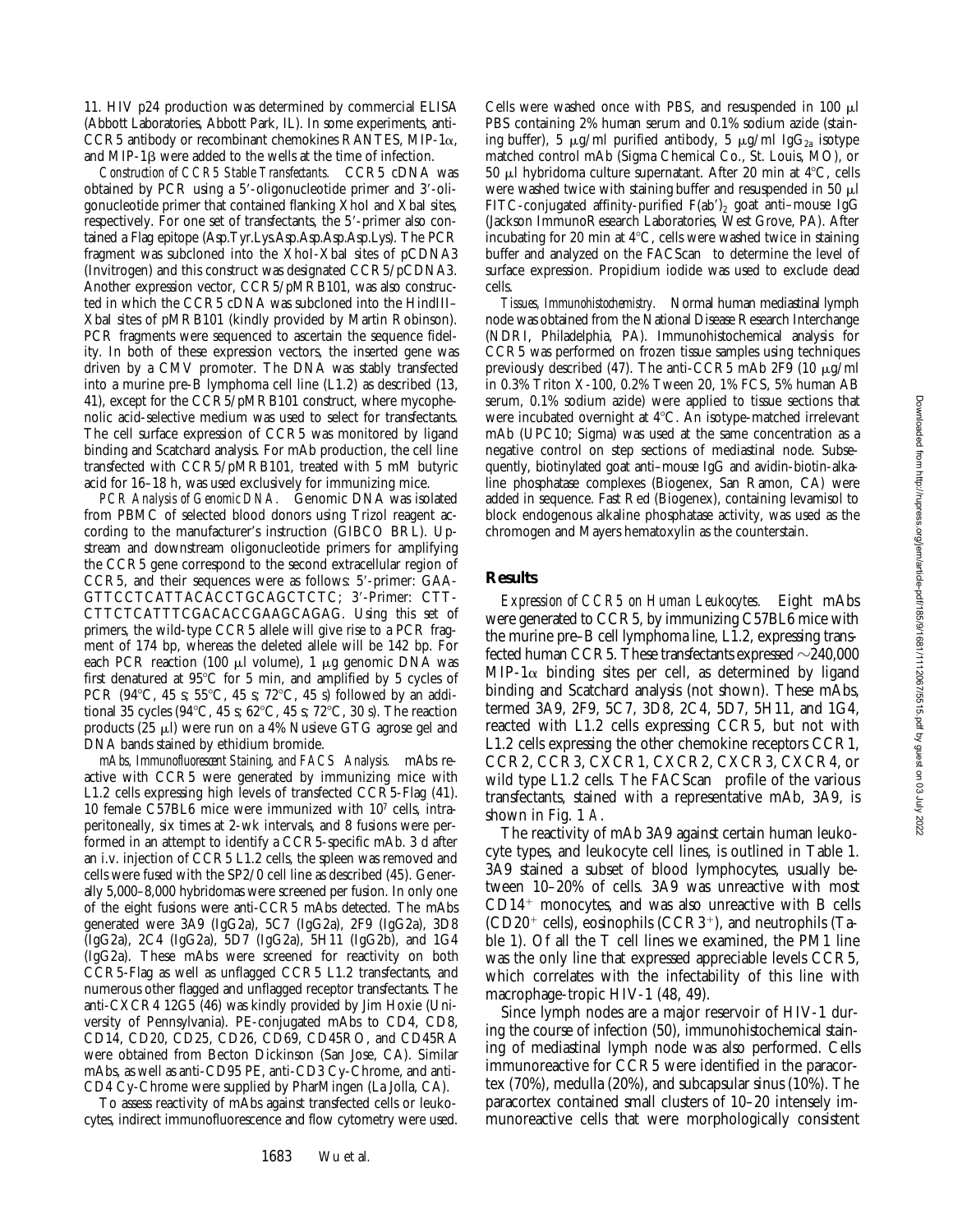11. HIV p24 production was determined by commercial ELISA (Abbott Laboratories, Abbott Park, IL). In some experiments, anti-CCR5 antibody or recombinant chemokines RANTES, MIP-1α, and MIP-1β were added to the wells at the time of infection.

*Construction of CCR5 Stable Transfectants.* CCR5 cDNA was obtained by PCR using a 5′-oligonucleotide primer and 3′-oligonucleotide primer that contained flanking XhoI and XbaI sites, respectively. For one set of transfectants, the 5′-primer also contained a Flag epitope (Asp.Tyr.Lys.Asp.Asp.Asp.Asp.Lys). The PCR fragment was subcloned into the XhoI-XbaI sites of pCDNA3 (Invitrogen) and this construct was designated CCR5/pCDNA3. Another expression vector, CCR5/pMRB101, was also constructed in which the CCR5 cDNA was subcloned into the HindIII–XbaI sites of pMRB101 (kindly provided by Martin Robinson). PCR fragments were sequenced to ascertain the sequence fidelity. In both of these expression vectors, the inserted gene was driven by a CMV promoter. The DNA was stably transfected into a murine pre-B lymphoma cell line (L1.2) as described (13, 41), except for the CCR5/pMRB101 construct, where mycophenolic acid-selective medium was used to select for transfectants. The cell surface expression of CCR5 was monitored by ligand binding and Scatchard analysis. For mAb production, the cell line transfected with CCR5/pMRB101, treated with 5 mM butyric acid for 16–18 h, was used exclusively for immunizing mice.

*PCR Analysis of Genomic DNA.* Genomic DNA was isolated from PBMC of selected blood donors using Trizol reagent according to the manufacturer's instruction (GIBCO BRL). Upstream and downstream oligonucleotide primers for amplifying the CCR5 gene correspond to the second extracellular region of CCR5, and their sequences were as follows: 5′-primer: GAA-GTTCCTCATTACACCTGCAGCTCTC; 3′-Primer: CTT-CTTCTCATTTCGACACCGAAGCAGAG. Using this set of primers, the wild-type CCR5 allele will give rise to a PCR fragment of 174 bp, whereas the deleted allele will be 142 bp. For each PCR reaction (100 μl volume), 1 μg genomic DNA was first denatured at 95°C for 5 min, and amplified by 5 cycles of PCR (94°C, 45 s; 55°C, 45 s; 72°C, 45 s) followed by an additional 35 cycles (94°C, 45 s; 62°C, 45 s; 72°C, 30 s). The reaction products (25 μl) were run on a 4% Nusieve GTG agrose gel and DNA bands stained by ethidium bromide.

*mAbs, Immunofluorescent Staining, and FACS Analysis.* mAbs reactive with CCR5 were generated by immunizing mice with L1.2 cells expressing high levels of transfected CCR5-Flag (41). 10 female C57BL6 mice were immunized with $10^7$ cells, intraperitoneally, six times at 2-wk intervals, and 8 fusions were performed in an attempt to identify a CCR5-specific mAb. 3 d after an i.v. injection of CCR5 L1.2 cells, the spleen was removed and cells were fused with the SP2/0 cell line as described (45). Generally 5,000–8,000 hybridomas were screened per fusion. In only one of the eight fusions were anti-CCR5 mAbs detected. The mAbs generated were 3A9 (IgG2a), 5C7 (IgG2a), 2F9 (IgG2a), 3D8 (IgG2a), 2C4 (IgG2a), 5D7 (IgG2a), 5H11 (IgG2b), and 1G4 (IgG2a). These mAbs were screened for reactivity on both CCR5-Flag as well as unflagged CCR5 L1.2 transfectants, and numerous other flagged and unflagged receptor transfectants. The anti-CXCR4 12G5 (46) was kindly provided by Jim Hoxie (University of Pennsylvania). PE-conjugated mAbs to CD4, CD8, CD14, CD20, CD25, CD26, CD69, CD45RO, and CD45RA were obtained from Becton Dickinson (San Jose, CA). Similar mAbs, as well as anti-CD95 PE, anti-CD3 Cy-Chrome, and anti-CD4 Cy-Chrome were supplied by PharMingen (La Jolla, CA).

To assess reactivity of mAbs against transfected cells or leukocytes, indirect immunofluorescence and flow cytometry were used. Cells were washed once with PBS, and resuspended in 100 μl PBS containing 2% human serum and 0.1% sodium azide (staining buffer), 5 μg/ml purified antibody, 5 μg/ml $IgG_{2a}$ isotype matched control mAb (Sigma Chemical Co., St. Louis, MO), or 50 μl hybridoma culture supernatant. After 20 min at 4°C, cells were washed twice with staining buffer and resuspended in 50 μl FITC-conjugated affinity-purified $F(ab')_2$ goat anti–mouse IgG (Jackson ImmunoResearch Laboratories, West Grove, PA). After incubating for 20 min at 4°C, cells were washed twice in staining buffer and analyzed on the FACScan® to determine the level of surface expression. Propidium iodide was used to exclude dead cells.

*Tissues, Immunohistochemistry.* Normal human mediastinal lymph node was obtained from the National Disease Research Interchange (NDRI, Philadelphia, PA). Immunohistochemical analysis for CCR5 was performed on frozen tissue samples using techniques previously described (47). The anti-CCR5 mAb 2F9 (10 μg/ml in 0.3% Triton X-100, 0.2% Tween 20, 1% FCS, 5% human AB serum, 0.1% sodium azide) were applied to tissue sections that were incubated overnight at 4°C. An isotype-matched irrelevant mAb (UPC10; Sigma) was used at the same concentration as a negative control on step sections of mediastinal node. Subsequently, biotinylated goat anti–mouse IgG and avidin-biotin-alkaline phosphatase complexes (Biogenex, San Ramon, CA) were added in sequence. Fast Red (Biogenex), containing levamisol to block endogenous alkaline phosphatase activity, was used as the chromogen and Mayers hematoxylin as the counterstain.

## Results

*Expression of CCR5 on Human Leukocytes.* Eight mAbs were generated to CCR5, by immunizing C57BL6 mice with the murine pre–B cell lymphoma line, L1.2, expressing transfected human CCR5. These transfectants expressed ~240,000 MIP-1α binding sites per cell, as determined by ligand binding and Scatchard analysis (not shown). These mAbs, termed 3A9, 2F9, 5C7, 3D8, 2C4, 5D7, 5H11, and 1G4, reacted with L1.2 cells expressing CCR5, but not with L1.2 cells expressing the other chemokine receptors CCR1, CCR2, CCR3, CXCR1, CXCR2, CXCR3, CXCR4, or wild type L1.2 cells. The FACScan® profile of the various transfectants, stained with a representative mAb, 3A9, is shown in Fig. 1 *A*.

The reactivity of mAb 3A9 against certain human leukocyte types, and leukocyte cell lines, is outlined in Table 1. 3A9 stained a subset of blood lymphocytes, usually between 10–20% of cells. 3A9 was unreactive with most $CD14^+$ monocytes, and was also unreactive with B cells ($CD20^+$ cells), eosinophils ($CCR3^+$), and neutrophils (Table 1). Of all the T cell lines we examined, the PM1 line was the only line that expressed appreciable levels CCR5, which correlates with the infectability of this line with macrophage-tropic HIV-1 (48, 49).

Since lymph nodes are a major reservoir of HIV-1 during the course of infection (50), immunohistochemical staining of mediastinal lymph node was also performed. Cells immunoreactive for CCR5 were identified in the paracortex (70%), medulla (20%), and subcapsular sinus (10%). The paracortex contained small clusters of 10–20 intensely immunoreactive cells that were morphologically consistent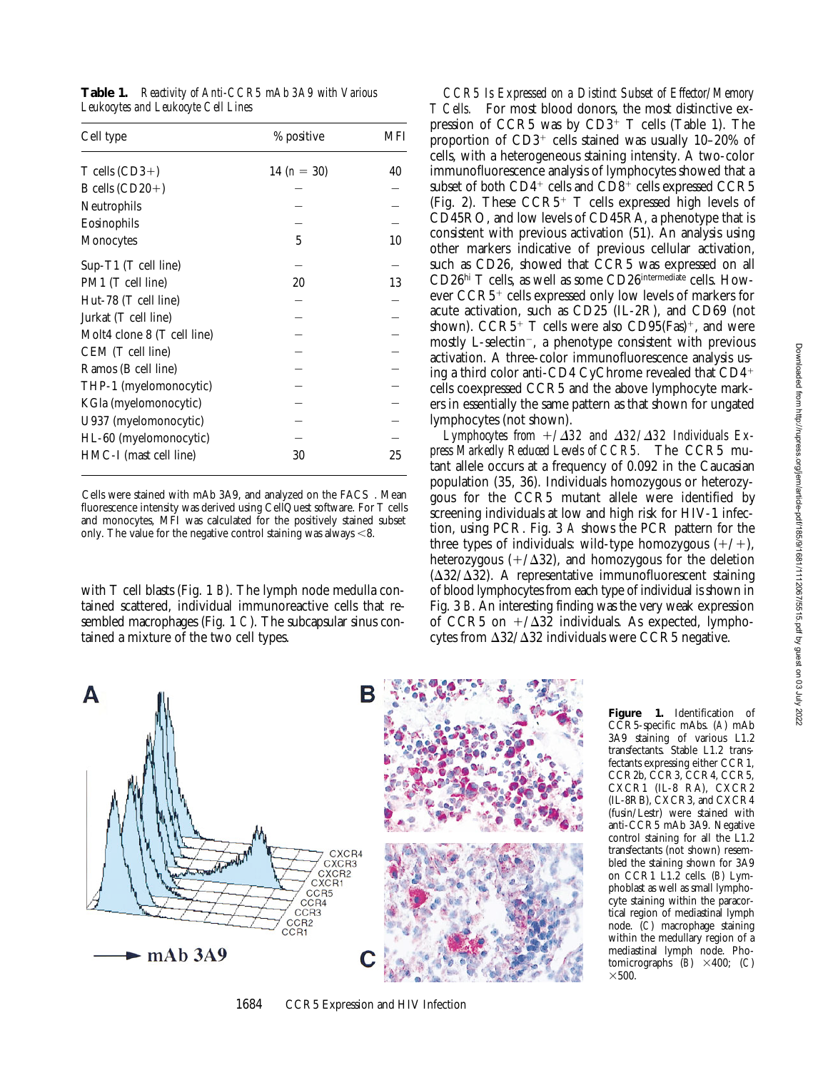**Table 1.** *Reactivity of Anti-CCR5 mAb 3A9 with Various Leukocytes and Leukocyte Cell Lines*

| Cell type | % positive | MFI |
|---|---|---|
| T cells (CD3+) | 14 ($n$ = 30) | 40 |
| B cells (CD20+) | – | – |
| Neutrophils | – | – |
| Eosinophils | – | – |
| Monocytes | 5 | 10 |
| Sup-T1 (T cell line) | – | – |
| PM1 (T cell line) | 20 | 13 |
| Hut-78 (T cell line) | – | – |
| Jurkat (T cell line) | – | – |
| Molt4 clone 8 (T cell line) | – | – |
| CEM (T cell line) | – | – |
| Ramos (B cell line) | – | – |
| THP-1 (myelomonocytic) | – | – |
| KGla (myelomonocytic) | – | – |
| U937 (myelomonocytic) | – | – |
| HL-60 (myelomonocytic) | – | – |
| HMC-I (mast cell line) | 30 | 25 |

Cells were stained with mAb 3A9, and analyzed on the FACS®. Mean fluorescence intensity was derived using CellQuest software. For T cells and monocytes, MFI was calculated for the positively stained subset only. The value for the negative control staining was always <8.

with T cell blasts (Fig. 1 *B*). The lymph node medulla contained scattered, individual immunoreactive cells that resembled macrophages (Fig. 1 *C*). The subcapsular sinus contained a mixture of the two cell types.

*CCR5 Is Expressed on a Distinct Subset of Effector/Memory T Cells.* For most blood donors, the most distinctive expression of CCR5 was by $CD3^+$ T cells (Table 1). The proportion of $CD3^+$ cells stained was usually 10–20% of cells, with a heterogeneous staining intensity. A two-color immunofluorescence analysis of lymphocytes showed that a subset of both $CD4^+$ cells and $CD8^+$ cells expressed CCR5 (Fig. 2). These $CCR5^+$ T cells expressed high levels of CD45RO, and low levels of CD45RA, a phenotype that is consistent with previous activation (51). An analysis using other markers indicative of previous cellular activation, such as CD26, showed that CCR5 was expressed on all $CD26^{hi}$ T cells, as well as some $CD26^{intermediate}$ cells. However $CCR5^+$ cells expressed only low levels of markers for acute activation, such as CD25 (IL-2R), and CD69 (not shown). $CCR5^+$ T cells were also $CD95(Fas)^+$, and were mostly L-selectin$^-$, a phenotype consistent with previous activation. A three-color immunofluorescence analysis using a third color anti-CD4 CyChrome revealed that $CD4^+$ cells coexpressed CCR5 and the above lymphocyte markers in essentially the same pattern as that shown for ungated lymphocytes (not shown).

*Lymphocytes from +/Δ32 and Δ32/Δ32 Individuals Express Markedly Reduced Levels of CCR5.* The CCR5 mutant allele occurs at a frequency of 0.092 in the Caucasian population (35, 36). Individuals homozygous or heterozygous for the CCR5 mutant allele were identified by screening individuals at low and high risk for HIV-1 infection, using PCR. Fig. 3 *A* shows the PCR pattern for the three types of individuals: wild-type homozygous (+/+), heterozygous (+/Δ32), and homozygous for the deletion (Δ32/Δ32). A representative immunofluorescent staining of blood lymphocytes from each type of individual is shown in Fig. 3 *B*. An interesting finding was the very weak expression of CCR5 on +/Δ32 individuals. As expected, lymphocytes from Δ32/Δ32 individuals were CCR5 negative.

**Figure 1.** Identification of CCR5-specific mAbs. (*A*) mAb 3A9 staining of various L1.2 transfectants. Stable L1.2 transfectants expressing either CCR1, CCR2b, CCR3, CCR4, CCR5, CXCR1 (IL-8 RA), CXCR2 (IL-8RB), CXCR3, and CXCR4 (fusin/Lestr) were stained with anti-CCR5 mAb 3A9. Negative control staining for all the L1.2 transfectants (not shown) resembled the staining shown for 3A9 on CCR1 L1.2 cells. (*B*) Lymphoblast as well as small lymphocyte staining within the paracortical region of mediastinal lymph node. (*C*) macrophage staining within the medullary region of a mediastinal lymph node. Photomicrographs (*B*) ×400; (*C*) ×500.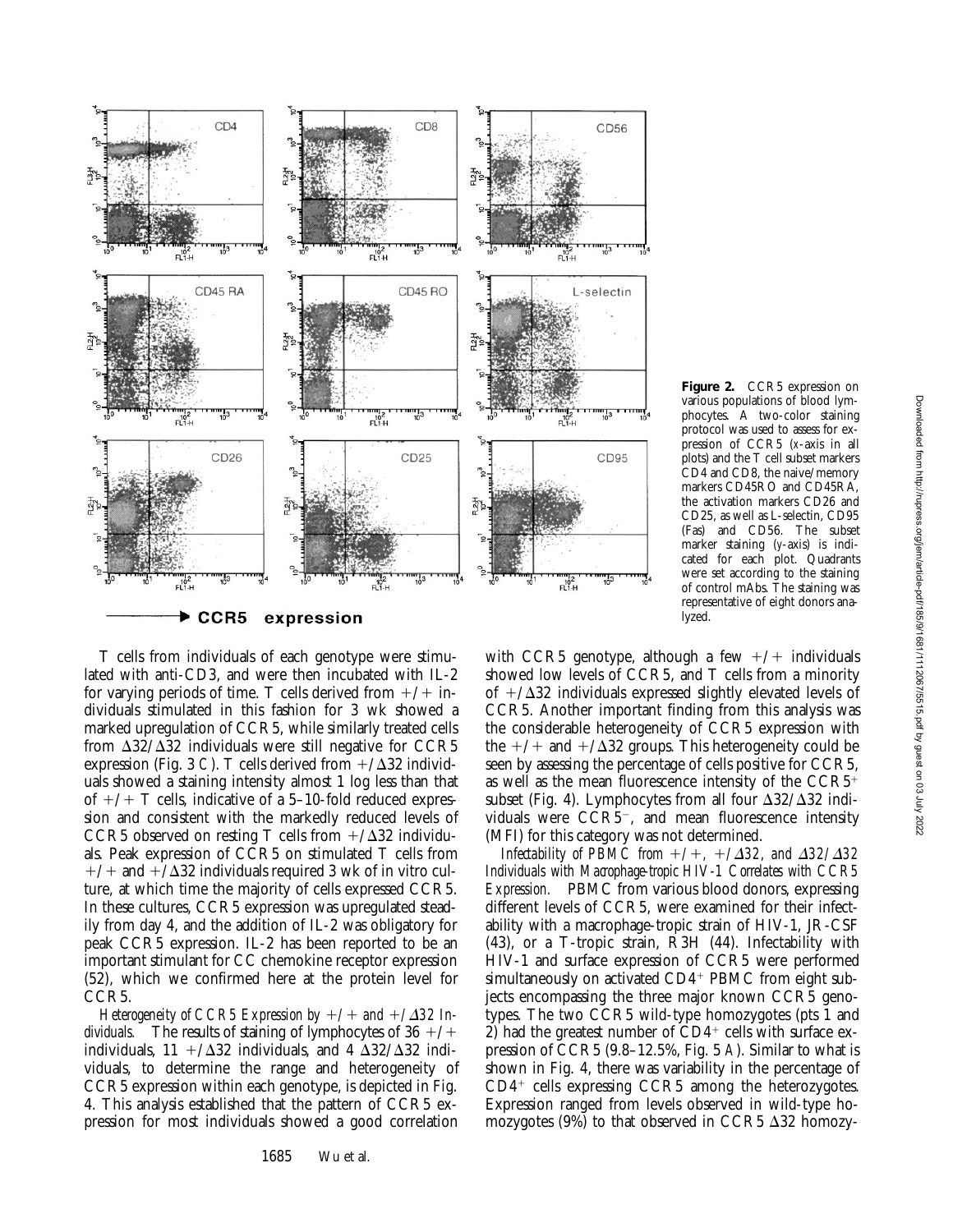**Figure 2.** CCR5 expression on various populations of blood lymphocytes. A two-color staining protocol was used to assess for expression of CCR5 (*x*-axis in all plots) and the T cell subset markers CD4 and CD8, the naive/memory markers CD45RO and CD45RA, the activation markers CD26 and CD25, as well as L-selectin, CD95 (Fas) and CD56. The subset marker staining (*y*-axis) is indicated for each plot. Quadrants were set according to the staining of control mAbs. The staining was representative of eight donors analyzed.

T cells from individuals of each genotype were stimulated with anti-CD3, and were then incubated with IL-2 for varying periods of time. T cells derived from +/+ individuals stimulated in this fashion for 3 wk showed a marked upregulation of CCR5, while similarly treated cells from Δ32/Δ32 individuals were still negative for CCR5 expression (Fig. 3 *C*). T cells derived from +/Δ32 individuals showed a staining intensity almost 1 log less than that of +/+ T cells, indicative of a 5–10-fold reduced expression and consistent with the markedly reduced levels of CCR5 observed on resting T cells from +/Δ32 individuals. Peak expression of CCR5 on stimulated T cells from +/+ and +/Δ32 individuals required 3 wk of in vitro culture, at which time the majority of cells expressed CCR5. In these cultures, CCR5 expression was upregulated steadily from day 4, and the addition of IL-2 was obligatory for peak CCR5 expression. IL-2 has been reported to be an important stimulant for CC chemokine receptor expression (52), which we confirmed here at the protein level for CCR5.

*Heterogeneity of CCR5 Expression by +/+ and +/Δ32 Individuals.* The results of staining of lymphocytes of 36 +/+ individuals, 11 +/Δ32 individuals, and 4 Δ32/Δ32 individuals, to determine the range and heterogeneity of CCR5 expression within each genotype, is depicted in Fig. 4. This analysis established that the pattern of CCR5 expression for most individuals showed a good correlation with CCR5 genotype, although a few +/+ individuals showed low levels of CCR5, and T cells from a minority of +/Δ32 individuals expressed slightly elevated levels of CCR5. Another important finding from this analysis was the considerable heterogeneity of CCR5 expression with the +/+ and +/Δ32 groups. This heterogeneity could be seen by assessing the percentage of cells positive for CCR5, as well as the mean fluorescence intensity of the $CCR5^+$ subset (Fig. 4). Lymphocytes from all four Δ32/Δ32 individuals were $CCR5^-$, and mean fluorescence intensity (MFI) for this category was not determined.

*Infectability of PBMC from +/+, +/Δ32, and Δ32/Δ32 Individuals with Macrophage-tropic HIV-1 Correlates with CCR5 Expression.* PBMC from various blood donors, expressing different levels of CCR5, were examined for their infectability with a macrophage-tropic strain of HIV-1, JR-CSF (43), or a T-tropic strain, R3H (44). Infectability with HIV-1 and surface expression of CCR5 were performed simultaneously on activated $CD4^+$ PBMC from eight subjects encompassing the three major known CCR5 genotypes. The two CCR5 wild-type homozygotes (pts 1 and 2) had the greatest number of $CD4^+$ cells with surface expression of CCR5 (9.8–12.5%, Fig. 5 *A*). Similar to what is shown in Fig. 4, there was variability in the percentage of $CD4^+$ cells expressing CCR5 among the heterozygotes. Expression ranged from levels observed in wild-type homozygotes (9%) to that observed in CCR5 Δ32 homozy-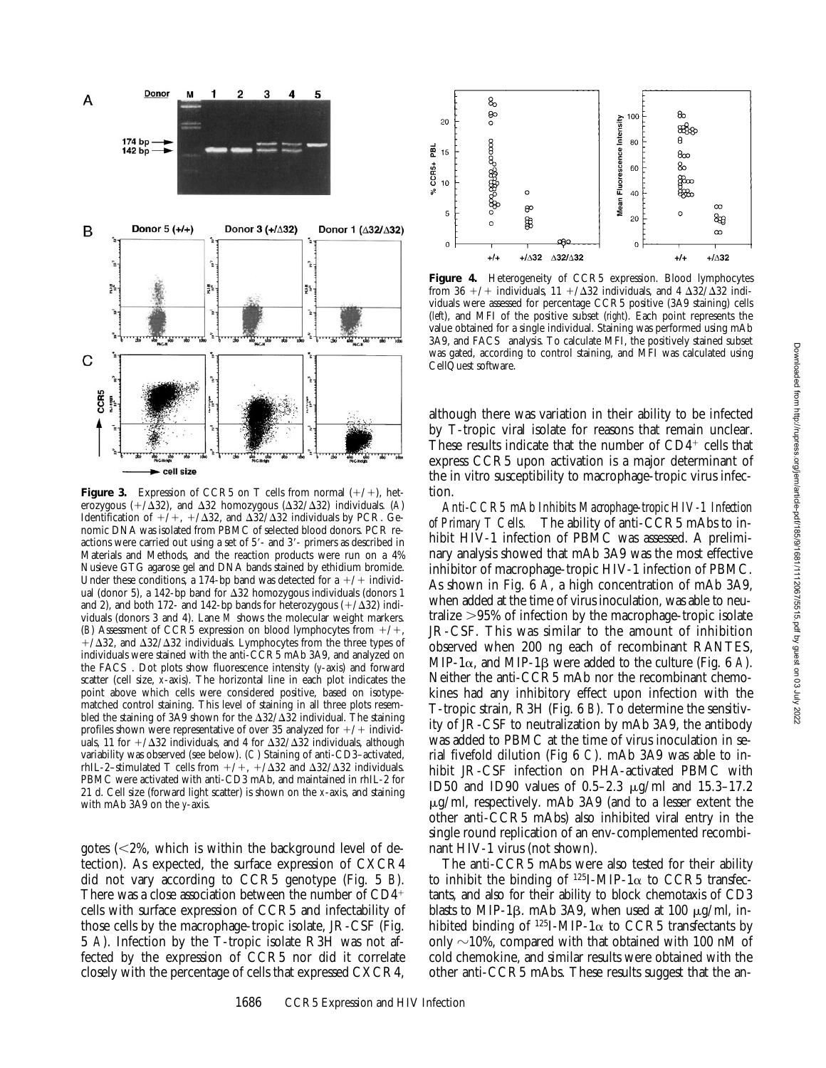**Figure 3.** Expression of CCR5 on T cells from normal (+/+), heterozygous (+/Δ32), and Δ32 homozygous (Δ32/Δ32) individuals. (*A*) Identification of +/+, +/Δ32, and Δ32/Δ32 individuals by PCR. Genomic DNA was isolated from PBMC of selected blood donors. PCR reactions were carried out using a set of 5′- and 3′- primers as described in Materials and Methods, and the reaction products were run on a 4% Nusieve GTG agarose gel and DNA bands stained by ethidium bromide. Under these conditions, a 174-bp band was detected for a +/+ individual (donor 5), a 142-bp band for Δ32 homozygous individuals (donors 1 and 2), and both 172- and 142-bp bands for heterozygous (+/Δ32) individuals (donors 3 and 4). Lane *M* shows the molecular weight markers. (*B*) Assessment of CCR5 expression on blood lymphocytes from +/+, +/Δ32, and Δ32/Δ32 individuals. Lymphocytes from the three types of individuals were stained with the anti-CCR5 mAb 3A9, and analyzed on the FACS®. Dot plots show fluorescence intensity (*y*-axis) and forward scatter (cell size, *x*-axis). The horizontal line in each plot indicates the point above which cells were considered positive, based on isotype-matched control staining. This level of staining in all three plots resembled the staining of 3A9 shown for the Δ32/Δ32 individual. The staining profiles shown were representative of over 35 analyzed for +/+ individuals, 11 for +/Δ32 individuals, and 4 for Δ32/Δ32 individuals, although variability was observed (see below). (*C*) Staining of anti-CD3–activated, rhIL-2–stimulated T cells from +/+, +/Δ32 and Δ32/Δ32 individuals. PBMC were activated with anti-CD3 mAb, and maintained in rhIL-2 for 21 d. Cell size (forward light scatter) is shown on the *x*-axis, and staining with mAb 3A9 on the *y*-axis.

gotes (<2%, which is within the background level of detection). As expected, the surface expression of CXCR4 did not vary according to CCR5 genotype (Fig. 5 *B*). There was a close association between the number of $CD4^+$ cells with surface expression of CCR5 and infectability of those cells by the macrophage-tropic isolate, JR-CSF (Fig. 5 *A*). Infection by the T-tropic isolate R3H was not affected by the expression of CCR5 nor did it correlate closely with the percentage of cells that expressed CXCR4,

**Figure 4.** Heterogeneity of CCR5 expression. Blood lymphocytes from 36 +/+ individuals, 11 +/Δ32 individuals, and 4 Δ32/Δ32 individuals were assessed for percentage CCR5 positive (3A9 staining) cells (*left*), and MFI of the positive subset (*right*). Each point represents the value obtained for a single individual. Staining was performed using mAb 3A9, and FACS® analysis. To calculate MFI, the positively stained subset was gated, according to control staining, and MFI was calculated using CellQuest software.

although there was variation in their ability to be infected by T-tropic viral isolate for reasons that remain unclear. These results indicate that the number of $CD4^+$ cells that express CCR5 upon activation is a major determinant of the in vitro susceptibility to macrophage-tropic virus infection.

*Anti-CCR5 mAb Inhibits Macrophage-tropic HIV-1 Infection of Primary T Cells.* The ability of anti-CCR5 mAbs to inhibit HIV-1 infection of PBMC was assessed. A preliminary analysis showed that mAb 3A9 was the most effective inhibitor of macrophage-tropic HIV-1 infection of PBMC. As shown in Fig. 6 *A*, a high concentration of mAb 3A9, when added at the time of virus inoculation, was able to neutralize >95% of infection by the macrophage-tropic isolate JR-CSF. This was similar to the amount of inhibition observed when 200 ng each of recombinant RANTES, MIP-1α, and MIP-1β were added to the culture (Fig. 6 *A*). Neither the anti-CCR5 mAb nor the recombinant chemokines had any inhibitory effect upon infection with the T-tropic strain, R3H (Fig. 6 *B*). To determine the sensitivity of JR-CSF to neutralization by mAb 3A9, the antibody was added to PBMC at the time of virus inoculation in serial fivefold dilution (Fig 6 *C*). mAb 3A9 was able to inhibit JR-CSF infection on PHA-activated PBMC with ID50 and ID90 values of 0.5–2.3 μg/ml and 15.3–17.2 μg/ml, respectively. mAb 3A9 (and to a lesser extent the other anti-CCR5 mAbs) also inhibited viral entry in the single round replication of an env-complemented recombinant HIV-1 virus (not shown).

The anti-CCR5 mAbs were also tested for their ability to inhibit the binding of $^{125}$I-MIP-1α to CCR5 transfectants, and also for their ability to block chemotaxis of CD3 blasts to MIP-1β. mAb 3A9, when used at 100 μg/ml, inhibited binding of $^{125}$I-MIP-1α to CCR5 transfectants by only ~10%, compared with that obtained with 100 nM of cold chemokine, and similar results were obtained with the other anti-CCR5 mAbs. These results suggest that the an-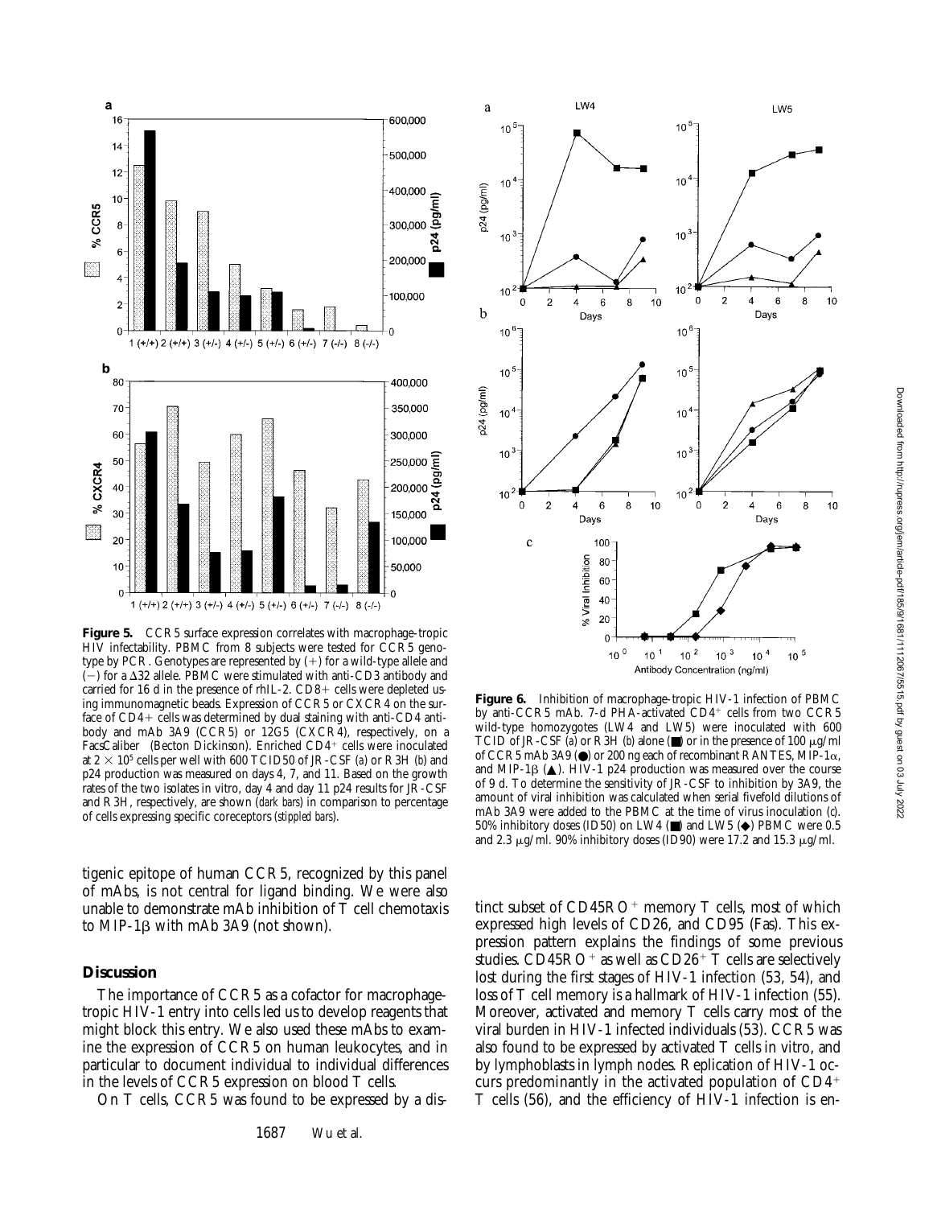**Figure 5.** CCR5 surface expression correlates with macrophage-tropic HIV infectability. PBMC from 8 subjects were tested for CCR5 genotype by PCR. Genotypes are represented by (+) for a wild-type allele and (−) for a Δ32 allele. PBMC were stimulated with anti-CD3 antibody and carried for 16 d in the presence of rhIL-2. CD8+ cells were depleted using immunomagnetic beads. Expression of CCR5 or CXCR4 on the surface of CD4+ cells was determined by dual staining with anti-CD4 antibody and mAb 3A9 (CCR5) or 12G5 (CXCR4), respectively, on a FacsCaliber (Becton Dickinson). Enriched $CD4^+$ cells were inoculated at $2 \times 10^5$ cells per well with 600 TCID50 of JR-CSF (*a*) or R3H (*b*) and p24 production was measured on days 4, 7, and 11. Based on the growth rates of the two isolates in vitro, day 4 and day 11 p24 results for JR-CSF and R3H, respectively, are shown (*dark bars*) in comparison to percentage of cells expressing specific coreceptors (*stippled bars*).

**Figure 6.** Inhibition of macrophage-tropic HIV-1 infection of PBMC by anti-CCR5 mAb. 7-d PHA-activated $CD4^+$ cells from two CCR5 wild-type homozygotes (LW4 and LW5) were inoculated with 600 TCID of JR-CSF (*a*) or R3H (*b*) alone (■) or in the presence of 100 μg/ml of CCR5 mAb 3A9 (●) or 200 ng each of recombinant RANTES, MIP-1α, and MIP-1β (▲). HIV-1 p24 production was measured over the course of 9 d. To determine the sensitivity of JR-CSF to inhibition by 3A9, the amount of viral inhibition was calculated when serial fivefold dilutions of mAb 3A9 were added to the PBMC at the time of virus inoculation (*c*). 50% inhibitory doses (ID50) on LW4 (■) and LW5 (◆) PBMC were 0.5 and 2.3 μg/ml. 90% inhibitory doses (ID90) were 17.2 and 15.3 μg/ml.

tigenic epitope of human CCR5, recognized by this panel of mAbs, is not central for ligand binding. We were also unable to demonstrate mAb inhibition of T cell chemotaxis to MIP-1β with mAb 3A9 (not shown).

## Discussion

The importance of CCR5 as a cofactor for macrophage-tropic HIV-1 entry into cells led us to develop reagents that might block this entry. We also used these mAbs to examine the expression of CCR5 on human leukocytes, and in particular to document individual to individual differences in the levels of CCR5 expression on blood T cells.

On T cells, CCR5 was found to be expressed by a distinct subset of $CD45RO^+$ memory T cells, most of which expressed high levels of CD26, and CD95 (Fas). This expression pattern explains the findings of some previous studies. $CD45RO^+$ as well as $CD26^+$ T cells are selectively lost during the first stages of HIV-1 infection (53, 54), and loss of T cell memory is a hallmark of HIV-1 infection (55). Moreover, activated and memory T cells carry most of the viral burden in HIV-1 infected individuals (53). CCR5 was also found to be expressed by activated T cells in vitro, and by lymphoblasts in lymph nodes. Replication of HIV-1 occurs predominantly in the activated population of $CD4^+$ T cells (56), and the efficiency of HIV-1 infection is en-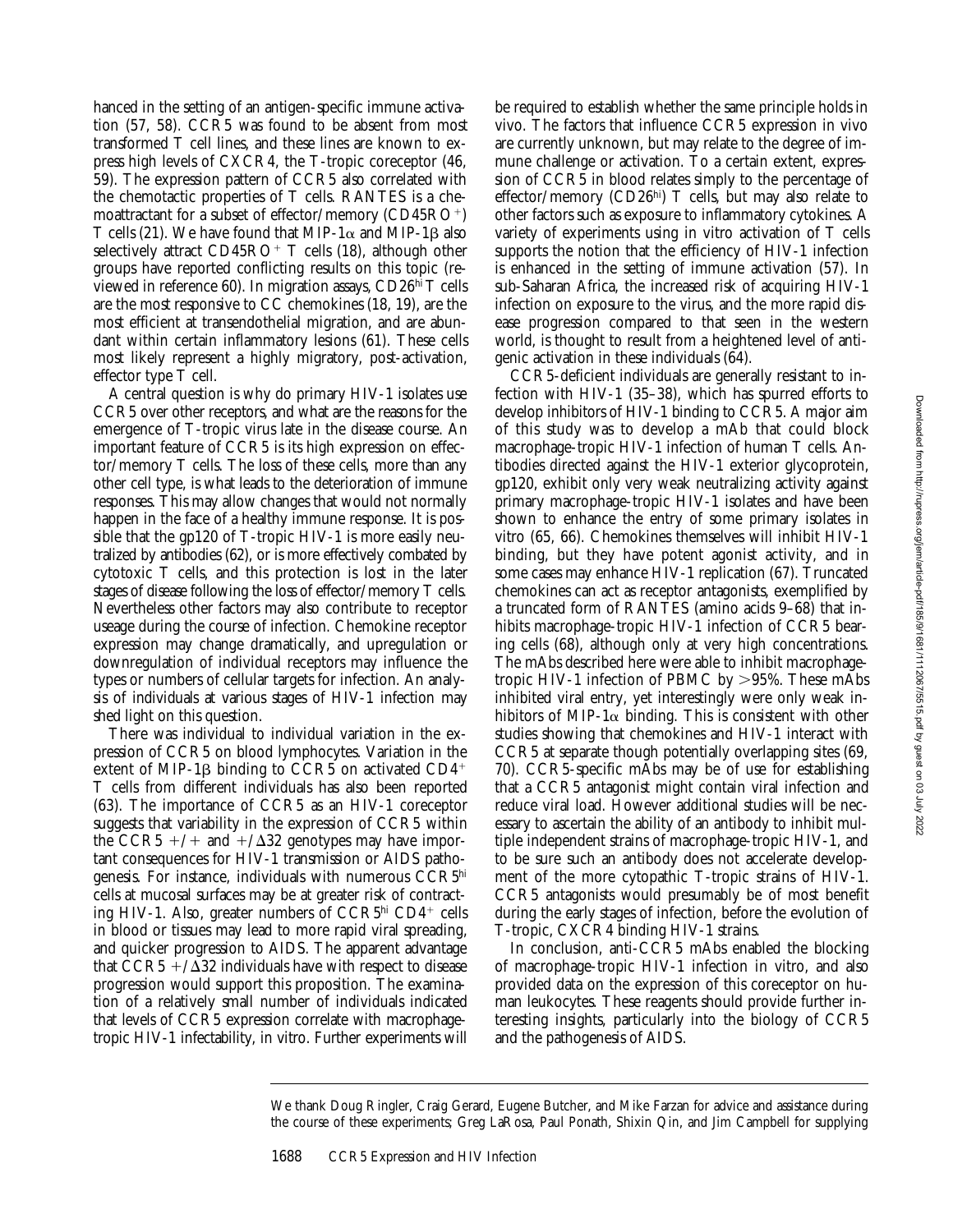hanced in the setting of an antigen-specific immune activation (57, 58). CCR5 was found to be absent from most transformed T cell lines, and these lines are known to express high levels of CXCR4, the T-tropic coreceptor (46, 59). The expression pattern of CCR5 also correlated with the chemotactic properties of T cells. RANTES is a chemoattractant for a subset of effector/memory ($CD45RO^+$) T cells (21). We have found that MIP-1α and MIP-1β also selectively attract $CD45RO^+$ T cells (18), although other groups have reported conflicting results on this topic (reviewed in reference 60). In migration assays, $CD26^{hi}$ T cells are the most responsive to CC chemokines (18, 19), are the most efficient at transendothelial migration, and are abundant within certain inflammatory lesions (61). These cells most likely represent a highly migratory, post-activation, effector type T cell.

A central question is why do primary HIV-1 isolates use CCR5 over other receptors, and what are the reasons for the emergence of T-tropic virus late in the disease course. An important feature of CCR5 is its high expression on effector/memory T cells. The loss of these cells, more than any other cell type, is what leads to the deterioration of immune responses. This may allow changes that would not normally happen in the face of a healthy immune response. It is possible that the gp120 of T-tropic HIV-1 is more easily neutralized by antibodies (62), or is more effectively combated by cytotoxic T cells, and this protection is lost in the later stages of disease following the loss of effector/memory T cells. Nevertheless other factors may also contribute to receptor useage during the course of infection. Chemokine receptor expression may change dramatically, and upregulation or downregulation of individual receptors may influence the types or numbers of cellular targets for infection. An analysis of individuals at various stages of HIV-1 infection may shed light on this question.

There was individual to individual variation in the expression of CCR5 on blood lymphocytes. Variation in the extent of MIP-1β binding to CCR5 on activated $CD4^+$ T cells from different individuals has also been reported (63). The importance of CCR5 as an HIV-1 coreceptor suggests that variability in the expression of CCR5 within the CCR5 +/+ and +/Δ32 genotypes may have important consequences for HIV-1 transmission or AIDS pathogenesis. For instance, individuals with numerous $CCR5^{hi}$ cells at mucosal surfaces may be at greater risk of contracting HIV-1. Also, greater numbers of $CCR5^{hi}$ $CD4^+$ cells in blood or tissues may lead to more rapid viral spreading, and quicker progression to AIDS. The apparent advantage that CCR5 +/Δ32 individuals have with respect to disease progression would support this proposition. The examination of a relatively small number of individuals indicated that levels of CCR5 expression correlate with macrophage-tropic HIV-1 infectability, in vitro. Further experiments will be required to establish whether the same principle holds in vivo. The factors that influence CCR5 expression in vivo are currently unknown, but may relate to the degree of immune challenge or activation. To a certain extent, expression of CCR5 in blood relates simply to the percentage of effector/memory ($CD26^{hi}$) T cells, but may also relate to other factors such as exposure to inflammatory cytokines. A variety of experiments using in vitro activation of T cells supports the notion that the efficiency of HIV-1 infection is enhanced in the setting of immune activation (57). In sub-Saharan Africa, the increased risk of acquiring HIV-1 infection on exposure to the virus, and the more rapid disease progression compared to that seen in the western world, is thought to result from a heightened level of antigenic activation in these individuals (64).

CCR5-deficient individuals are generally resistant to infection with HIV-1 (35–38), which has spurred efforts to develop inhibitors of HIV-1 binding to CCR5. A major aim of this study was to develop a mAb that could block macrophage-tropic HIV-1 infection of human T cells. Antibodies directed against the HIV-1 exterior glycoprotein, gp120, exhibit only very weak neutralizing activity against primary macrophage-tropic HIV-1 isolates and have been shown to enhance the entry of some primary isolates in vitro (65, 66). Chemokines themselves will inhibit HIV-1 binding, but they have potent agonist activity, and in some cases may enhance HIV-1 replication (67). Truncated chemokines can act as receptor antagonists, exemplified by a truncated form of RANTES (amino acids 9–68) that inhibits macrophage-tropic HIV-1 infection of CCR5 bearing cells (68), although only at very high concentrations. The mAbs described here were able to inhibit macrophage-tropic HIV-1 infection of PBMC by >95%. These mAbs inhibited viral entry, yet interestingly were only weak inhibitors of MIP-1α binding. This is consistent with other studies showing that chemokines and HIV-1 interact with CCR5 at separate though potentially overlapping sites (69, 70). CCR5-specific mAbs may be of use for establishing that a CCR5 antagonist might contain viral infection and reduce viral load. However additional studies will be necessary to ascertain the ability of an antibody to inhibit multiple independent strains of macrophage-tropic HIV-1, and to be sure such an antibody does not accelerate development of the more cytopathic T-tropic strains of HIV-1. CCR5 antagonists would presumably be of most benefit during the early stages of infection, before the evolution of T-tropic, CXCR4 binding HIV-1 strains.

In conclusion, anti-CCR5 mAbs enabled the blocking of macrophage-tropic HIV-1 infection in vitro, and also provided data on the expression of this coreceptor on human leukocytes. These reagents should provide further interesting insights, particularly into the biology of CCR5 and the pathogenesis of AIDS.

We thank Doug Ringler, Craig Gerard, Eugene Butcher, and Mike Farzan for advice and assistance during the course of these experiments; Greg LaRosa, Paul Ponath, Shixin Qin, and Jim Campbell for supplying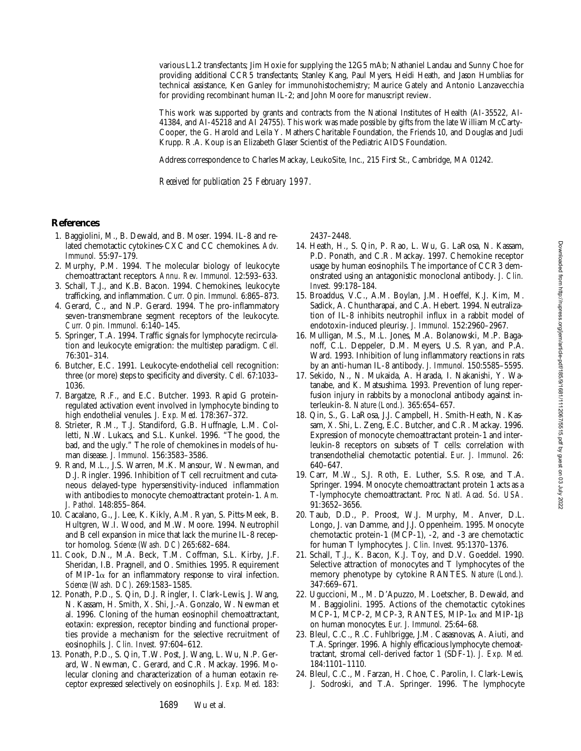various L1.2 transfectants; Jim Hoxie for supplying the 12G5 mAb; Nathaniel Landau and Sunny Choe for providing additional CCR5 transfectants; Stanley Kang, Paul Myers, Heidi Heath, and Jason Humblias for technical assistance, Ken Ganley for immunohistochemistry; Maurice Gately and Antonio Lanzavecchia for providing recombinant human IL-2; and John Moore for manuscript review.

This work was supported by grants and contracts from the National Institutes of Health (AI-35522, AI-41384, and AI-45218 and AI 24755). This work was made possible by gifts from the late William McCarty-Cooper, the G. Harold and Leila Y. Mathers Charitable Foundation, the Friends 10, and Douglas and Judi Krupp. R.A. Koup is an Elizabeth Glaser Scientist of the Pediatric AIDS Foundation.

Address correspondence to Charles Mackay, LeukoSite, Inc., 215 First St., Cambridge, MA 01242.

*Received for publication 25 February 1997.*

## References

1. Baggiolini, M., B. Dewald, and B. Moser. 1994. IL-8 and related chemotactic cytokines-CXC and CC chemokines. *Adv. Immunol.* 55:97–179.
2. Murphy, P.M. 1994. The molecular biology of leukocyte chemoattractant receptors. *Annu. Rev. Immunol.* 12:593–633.
3. Schall, T.J., and K.B. Bacon. 1994. Chemokines, leukocyte trafficking, and inflammation. *Curr. Opin. Immunol.* 6:865–873.
4. Gerard, C., and N.P. Gerard. 1994. The pro-inflammatory seven-transmembrane segment receptors of the leukocyte. *Curr. Opin. Immunol.* 6:140–145.
5. Springer, T.A. 1994. Traffic signals for lymphocyte recirculation and leukocyte emigration: the multistep paradigm. *Cell.* 76:301–314.
6. Butcher, E.C. 1991. Leukocyte-endothelial cell recognition: three (or more) steps to specificity and diversity. *Cell.* 67:1033–1036.
7. Bargatze, R.F., and E.C. Butcher. 1993. Rapid G protein-regulated activation event involved in lymphocyte binding to high endothelial venules. *J. Exp. Med.* 178:367–372.
8. Strieter, R.M., T.J. Standiford, G.B. Huffnagle, L.M. Colletti, N.W. Lukacs, and S.L. Kunkel. 1996. "The good, the bad, and the ugly." The role of chemokines in models of human disease. *J. Immunol.* 156:3583–3586.
9. Rand, M.L., J.S. Warren, M.K. Mansour, W. Newman, and D.J. Ringler. 1996. Inhibition of T cell recruitment and cutaneous delayed-type hypersensitivity-induced inflammation with antibodies to monocyte chemoattractant protein-1. *Am. J. Pathol.* 148:855–864.
10. Cacalano, G., J. Lee, K. Kikly, A.M. Ryan, S. Pitts-Meek, B. Hultgren, W.I. Wood, and M.W. Moore. 1994. Neutrophil and B cell expansion in mice that lack the murine IL-8 receptor homolog. *Science (Wash. DC)* 265:682–684.
11. Cook, D.N., M.A. Beck, T.M. Coffman, S.L. Kirby, J.F. Sheridan, I.B. Pragnell, and O. Smithies. 1995. Requirement of MIP-1$\alpha$ for an inflammatory response to viral infection. *Science (Wash. DC).* 269:1583–1585.
12. Ponath, P.D., S. Qin, D.J. Ringler, I. Clark-Lewis, J. Wang, N. Kassam, H. Smith, X. Shi, J.-A. Gonzalo, W. Newman et al. 1996. Cloning of the human eosinophil chemoattractant, eotaxin: expression, receptor binding and functional properties provide a mechanism for the selective recruitment of eosinophils. *J. Clin. Invest.* 97:604–612.
13. Ponath, P.D., S. Qin, T.W. Post, J. Wang, L. Wu, N.P. Gerard, W. Newman, C. Gerard, and C.R. Mackay. 1996. Molecular cloning and characterization of a human eotaxin receptor expressed selectively on eosinophils. *J. Exp. Med.* 183: 2437–2448.
14. Heath, H., S. Qin, P. Rao, L. Wu, G. LaRosa, N. Kassam, P.D. Ponath, and C.R. Mackay. 1997. Chemokine receptor usage by human eosinophils. The importance of CCR3 demonstrated using an antagonistic monoclonal antibody. *J. Clin. Invest.* 99:178–184.
15. Broaddus, V.C., A.M. Boylan, J.M. Hoeffel, K.J. Kim, M. Sadick, A. Chuntharapai, and C.A. Hebert. 1994. Neutralization of IL-8 inhibits neutrophil influx in a rabbit model of endotoxin-induced pleurisy. *J. Immunol.* 152:2960–2967.
16. Mulligan, M.S., M.L. Jones, M.A. Bolanowski, M.P. Baganoff, C.L. Deppeler, D.M. Meyers, U.S. Ryan, and P.A. Ward. 1993. Inhibition of lung inflammatory reactions in rats by an anti-human IL-8 antibody. *J. Immunol.* 150:5585–5595.
17. Sekido, N., N. Mukaida, A. Harada, I. Nakanishi, Y. Watanabe, and K. Matsushima. 1993. Prevention of lung reperfusion injury in rabbits by a monoclonal antibody against interleukin-8. *Nature (Lond.).* 365:654–657.
18. Qin, S., G. LaRosa, J.J. Campbell, H. Smith-Heath, N. Kassam, X. Shi, L. Zeng, E.C. Butcher, and C.R. Mackay. 1996. Expression of monocyte chemoattractant protein-1 and interleukin-8 receptors on subsets of T cells: correlation with transendothelial chemotactic potential. *Eur. J. Immunol.* 26: 640–647.
19. Carr, M.W., S.J. Roth, E. Luther, S.S. Rose, and T.A. Springer. 1994. Monocyte chemoattractant protein 1 acts as a T-lymphocyte chemoattractant. *Proc. Natl. Acad. Sci. USA.* 91:3652–3656.
20. Taub, D.D., P. Proost, W.J. Murphy, M. Anver, D.L. Longo, J. van Damme, and J.J. Oppenheim. 1995. Monocyte chemotactic protein-1 (MCP-1), -2, and -3 are chemotactic for human T lymphocytes. *J. Clin. Invest.* 95:1370–1376.
21. Schall, T.J., K. Bacon, K.J. Toy, and D.V. Goeddel. 1990. Selective attraction of monocytes and T lymphocytes of the memory phenotype by cytokine RANTES. *Nature (Lond.).* 347:669–671.
22. Uguccioni, M., M. D'Apuzzo, M. Loetscher, B. Dewald, and M. Baggiolini. 1995. Actions of the chemotactic cytokines MCP-1, MCP-2, MCP-3, RANTES, MIP-1$\alpha$ and MIP-1$\beta$ on human monocytes. *Eur. J. Immunol.* 25:64–68.
23. Bleul, C.C., R.C. Fuhlbrigge, J.M. Casasnovas, A. Aiuti, and T.A. Springer. 1996. A highly efficacious lymphocyte chemoattractant, stromal cell-derived factor 1 (SDF-1). *J. Exp. Med.* 184:1101–1110.
24. Bleul, C.C., M. Farzan, H. Choe, C. Parolin, I. Clark-Lewis, J. Sodroski, and T.A. Springer. 1996. The lymphocyte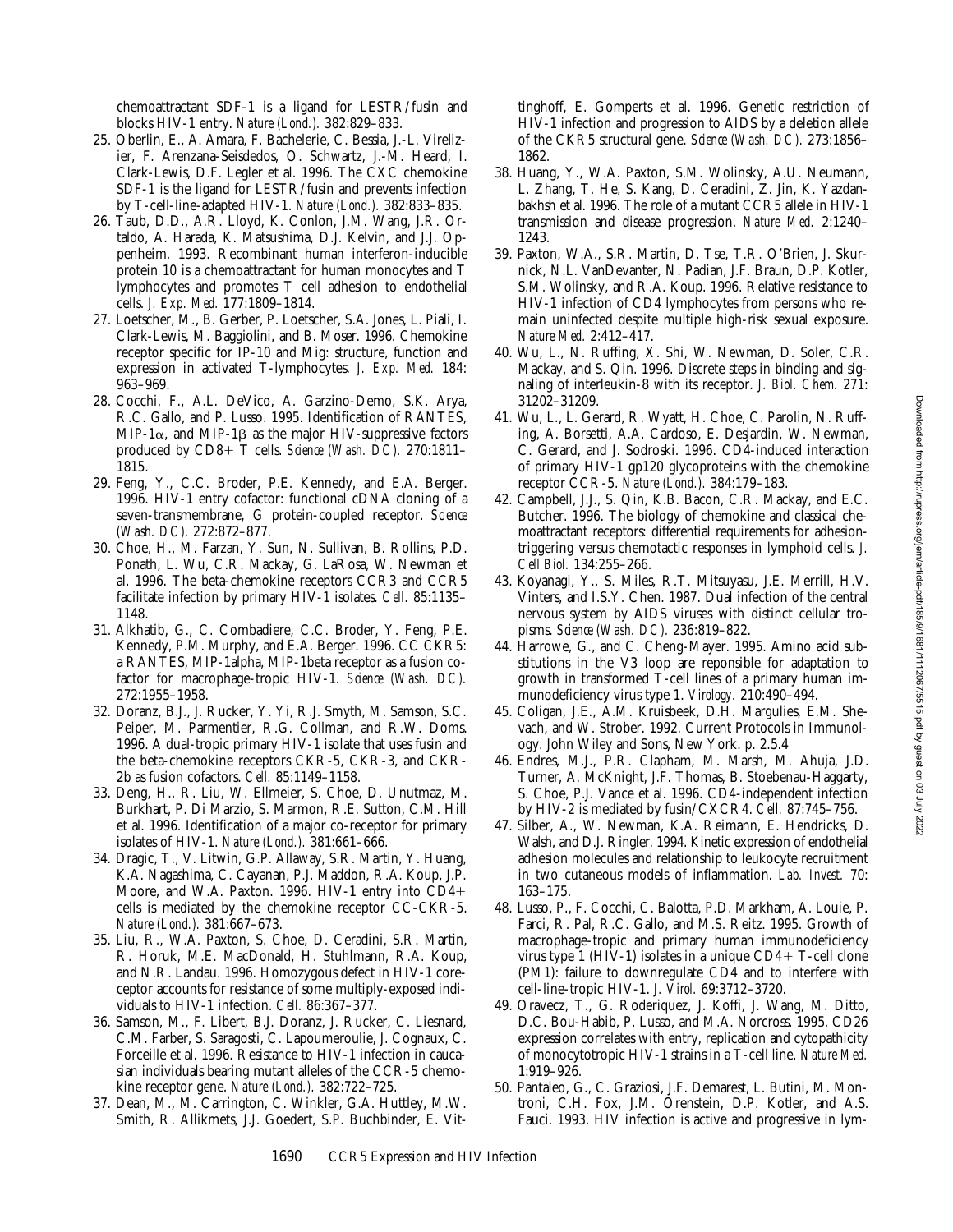chemoattractant SDF-1 is a ligand for LESTR/fusin and blocks HIV-1 entry. *Nature (Lond.).* 382:829–833.

25. Oberlin, E., A. Amara, F. Bachelerie, C. Bessia, J.-L. Virelizier, F. Arenzana-Seisdedos, O. Schwartz, J.-M. Heard, I. Clark-Lewis, D.F. Legler et al. 1996. The CXC chemokine SDF-1 is the ligand for LESTR/fusin and prevents infection by T-cell-line-adapted HIV-1. *Nature (Lond.).* 382:833–835.
26. Taub, D.D., A.R. Lloyd, K. Conlon, J.M. Wang, J.R. Ortaldo, A. Harada, K. Matsushima, D.J. Kelvin, and J.J. Oppenheim. 1993. Recombinant human interferon-inducible protein 10 is a chemoattractant for human monocytes and T lymphocytes and promotes T cell adhesion to endothelial cells. *J. Exp. Med.* 177:1809–1814.
27. Loetscher, M., B. Gerber, P. Loetscher, S.A. Jones, L. Piali, I. Clark-Lewis, M. Baggiolini, and B. Moser. 1996. Chemokine receptor specific for IP-10 and Mig: structure, function and expression in activated T-lymphocytes. *J. Exp. Med.* 184: 963–969.
28. Cocchi, F., A.L. DeVico, A. Garzino-Demo, S.K. Arya, R.C. Gallo, and P. Lusso. 1995. Identification of RANTES, MIP-1α, and MIP-1β as the major HIV-suppressive factors produced by CD8+ T cells. *Science (Wash. DC).* 270:1811–1815.
29. Feng, Y., C.C. Broder, P.E. Kennedy, and E.A. Berger. 1996. HIV-1 entry cofactor: functional cDNA cloning of a seven-transmembrane, G protein-coupled receptor. *Science (Wash. DC).* 272:872–877.
30. Choe, H., M. Farzan, Y. Sun, N. Sullivan, B. Rollins, P.D. Ponath, L. Wu, C.R. Mackay, G. LaRosa, W. Newman et al. 1996. The beta-chemokine receptors CCR3 and CCR5 facilitate infection by primary HIV-1 isolates. *Cell.* 85:1135–1148.
31. Alkhatib, G., C. Combadiere, C.C. Broder, Y. Feng, P.E. Kennedy, P.M. Murphy, and E.A. Berger. 1996. CC CKR5: a RANTES, MIP-1alpha, MIP-1beta receptor as a fusion cofactor for macrophage-tropic HIV-1. *Science (Wash. DC).* 272:1955–1958.
32. Doranz, B.J., J. Rucker, Y. Yi, R.J. Smyth, M. Samson, S.C. Peiper, M. Parmentier, R.G. Collman, and R.W. Doms. 1996. A dual-tropic primary HIV-1 isolate that uses fusin and the beta-chemokine receptors CKR-5, CKR-3, and CKR-2b as fusion cofactors. *Cell.* 85:1149–1158.
33. Deng, H., R. Liu, W. Ellmeier, S. Choe, D. Unutmaz, M. Burkhart, P. Di Marzio, S. Marmon, R.E. Sutton, C.M. Hill et al. 1996. Identification of a major co-receptor for primary isolates of HIV-1. *Nature (Lond.).* 381:661–666.
34. Dragic, T., V. Litwin, G.P. Allaway, S.R. Martin, Y. Huang, K.A. Nagashima, C. Cayanan, P.J. Maddon, R.A. Koup, J.P. Moore, and W.A. Paxton. 1996. HIV-1 entry into CD4+ cells is mediated by the chemokine receptor CC-CKR-5. *Nature (Lond.).* 381:667–673.
35. Liu, R., W.A. Paxton, S. Choe, D. Ceradini, S.R. Martin, R. Horuk, M.E. MacDonald, H. Stuhlmann, R.A. Koup, and N.R. Landau. 1996. Homozygous defect in HIV-1 coreceptor accounts for resistance of some multiply-exposed individuals to HIV-1 infection. *Cell.* 86:367–377.
36. Samson, M., F. Libert, B.J. Doranz, J. Rucker, C. Liesnard, C.M. Farber, S. Saragosti, C. Lapoumeroulie, J. Cognaux, C. Forceille et al. 1996. Resistance to HIV-1 infection in caucasian individuals bearing mutant alleles of the CCR-5 chemokine receptor gene. *Nature (Lond.).* 382:722–725.
37. Dean, M., M. Carrington, C. Winkler, G.A. Huttley, M.W. Smith, R. Allikmets, J.J. Goedert, S.P. Buchbinder, E. Vittinghoff, E. Gomperts et al. 1996. Genetic restriction of HIV-1 infection and progression to AIDS by a deletion allele of the CKR5 structural gene. *Science (Wash. DC).* 273:1856–1862.
38. Huang, Y., W.A. Paxton, S.M. Wolinsky, A.U. Neumann, L. Zhang, T. He, S. Kang, D. Ceradini, Z. Jin, K. Yazdanbakhsh et al. 1996. The role of a mutant CCR5 allele in HIV-1 transmission and disease progression. *Nature Med.* 2:1240–1243.
39. Paxton, W.A., S.R. Martin, D. Tse, T.R. O'Brien, J. Skurnick, N.L. VanDevanter, N. Padian, J.F. Braun, D.P. Kotler, S.M. Wolinsky, and R.A. Koup. 1996. Relative resistance to HIV-1 infection of CD4 lymphocytes from persons who remain uninfected despite multiple high-risk sexual exposure. *Nature Med.* 2:412–417.
40. Wu, L., N. Ruffing, X. Shi, W. Newman, D. Soler, C.R. Mackay, and S. Qin. 1996. Discrete steps in binding and signaling of interleukin-8 with its receptor. *J. Biol. Chem.* 271: 31202–31209.
41. Wu, L., L. Gerard, R. Wyatt, H. Choe, C. Parolin, N. Ruffing, A. Borsetti, A.A. Cardoso, E. Desjardin, W. Newman, C. Gerard, and J. Sodroski. 1996. CD4-induced interaction of primary HIV-1 gp120 glycoproteins with the chemokine receptor CCR-5. *Nature (Lond.).* 384:179–183.
42. Campbell, J.J., S. Qin, K.B. Bacon, C.R. Mackay, and E.C. Butcher. 1996. The biology of chemokine and classical chemoattractant receptors: differential requirements for adhesion-triggering versus chemotactic responses in lymphoid cells. *J. Cell Biol.* 134:255–266.
43. Koyanagi, Y., S. Miles, R.T. Mitsuyasu, J.E. Merrill, H.V. Vinters, and I.S.Y. Chen. 1987. Dual infection of the central nervous system by AIDS viruses with distinct cellular tropisms. *Science (Wash. DC).* 236:819–822.
44. Harrowe, G., and C. Cheng-Mayer. 1995. Amino acid substitutions in the V3 loop are reponsible for adaptation to growth in transformed T-cell lines of a primary human immunodeficiency virus type 1. *Virology.* 210:490–494.
45. Coligan, J.E., A.M. Kruisbeek, D.H. Margulies, E.M. Shevach, and W. Strober. 1992. Current Protocols in Immunology. John Wiley and Sons, New York. p. 2.5.4
46. Endres, M.J., P.R. Clapham, M. Marsh, M. Ahuja, J.D. Turner, A. McKnight, J.F. Thomas, B. Stoebenau-Haggarty, S. Choe, P.J. Vance et al. 1996. CD4-independent infection by HIV-2 is mediated by fusin/CXCR4. *Cell.* 87:745–756.
47. Silber, A., W. Newman, K.A. Reimann, E. Hendricks, D. Walsh, and D.J. Ringler. 1994. Kinetic expression of endothelial adhesion molecules and relationship to leukocyte recruitment in two cutaneous models of inflammation. *Lab. Invest.* 70: 163–175.
48. Lusso, P., F. Cocchi, C. Balotta, P.D. Markham, A. Louie, P. Farci, R. Pal, R.C. Gallo, and M.S. Reitz. 1995. Growth of macrophage-tropic and primary human immunodeficiency virus type 1 (HIV-1) isolates in a unique CD4+ T-cell clone (PM1): failure to downregulate CD4 and to interfere with cell-line-tropic HIV-1. *J. Virol.* 69:3712–3720.
49. Oravecz, T., G. Roderiquez, J. Koffi, J. Wang, M. Ditto, D.C. Bou-Habib, P. Lusso, and M.A. Norcross. 1995. CD26 expression correlates with entry, replication and cytopathicity of monocytotropic HIV-1 strains in a T-cell line. *Nature Med.* 1:919–926.
50. Pantaleo, G., C. Graziosi, J.F. Demarest, L. Butini, M. Montroni, C.H. Fox, J.M. Orenstein, D.P. Kotler, and A.S. Fauci. 1993. HIV infection is active and progressive in lym-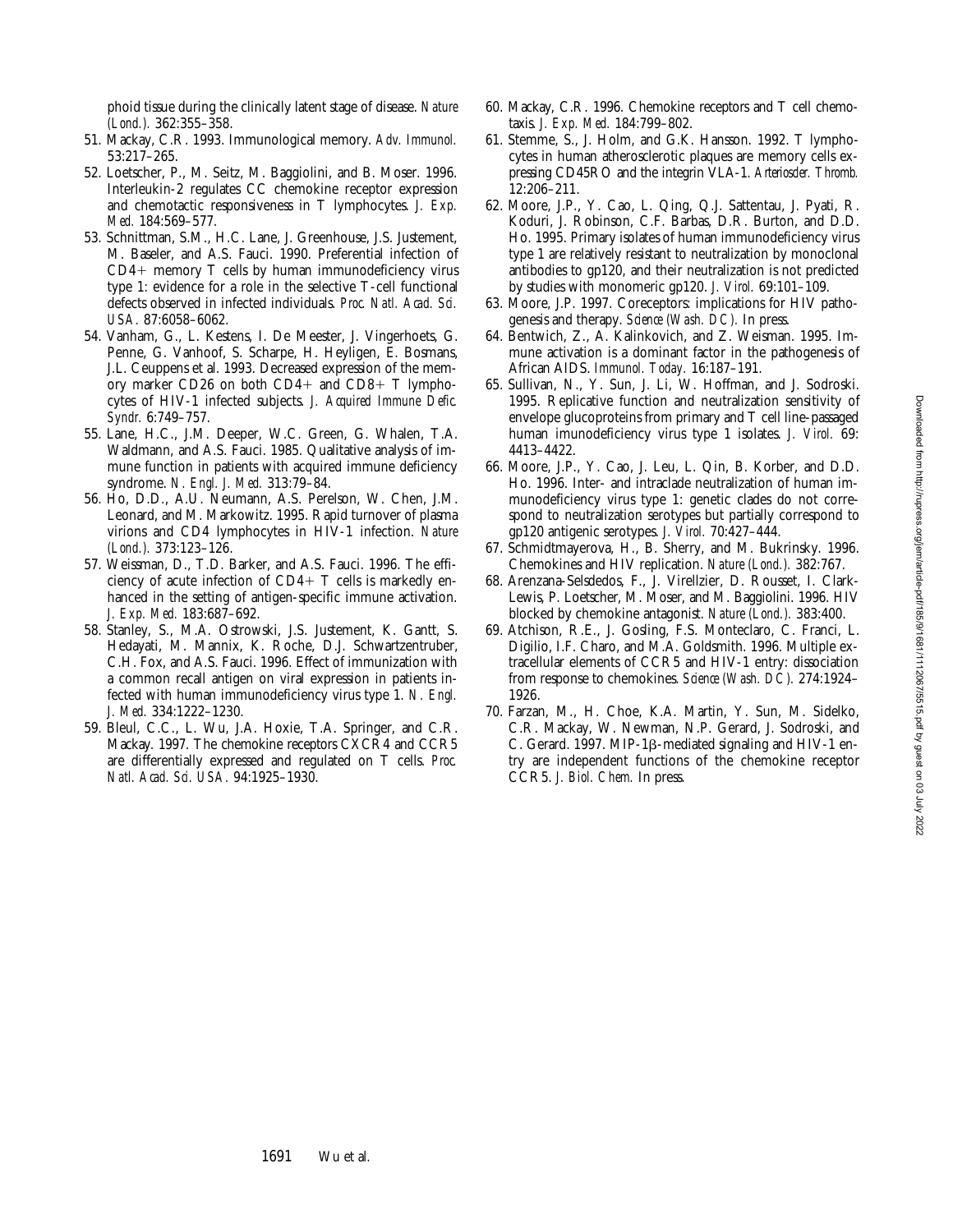phoid tissue during the clinically latent stage of disease. *Nature (Lond.).* 362:355–358.

51. Mackay, C.R. 1993. Immunological memory. *Adv. Immunol.* 53:217–265.
52. Loetscher, P., M. Seitz, M. Baggiolini, and B. Moser. 1996. Interleukin-2 regulates CC chemokine receptor expression and chemotactic responsiveness in T lymphocytes. *J. Exp. Med.* 184:569–577.
53. Schnittman, S.M., H.C. Lane, J. Greenhouse, J.S. Justement, M. Baseler, and A.S. Fauci. 1990. Preferential infection of CD4+ memory T cells by human immunodeficiency virus type 1: evidence for a role in the selective T-cell functional defects observed in infected individuals. *Proc. Natl. Acad. Sci. USA.* 87:6058–6062.
54. Vanham, G., L. Kestens, I. De Meester, J. Vingerhoets, G. Penne, G. Vanhoof, S. Scharpe, H. Heyligen, E. Bosmans, J.L. Ceuppens et al. 1993. Decreased expression of the memory marker CD26 on both CD4+ and CD8+ T lymphocytes of HIV-1 infected subjects. *J. Acquired Immune Defic. Syndr.* 6:749–757.
55. Lane, H.C., J.M. Deeper, W.C. Green, G. Whalen, T.A. Waldmann, and A.S. Fauci. 1985. Qualitative analysis of immune function in patients with acquired immune deficiency syndrome. *N. Engl. J. Med.* 313:79–84.
56. Ho, D.D., A.U. Neumann, A.S. Perelson, W. Chen, J.M. Leonard, and M. Markowitz. 1995. Rapid turnover of plasma virions and CD4 lymphocytes in HIV-1 infection. *Nature (Lond.).* 373:123–126.
57. Weissman, D., T.D. Barker, and A.S. Fauci. 1996. The efficiency of acute infection of CD4+ T cells is markedly enhanced in the setting of antigen-specific immune activation. *J. Exp. Med.* 183:687–692.
58. Stanley, S., M.A. Ostrowski, J.S. Justement, K. Gantt, S. Hedayati, M. Mannix, K. Roche, D.J. Schwartzentruber, C.H. Fox, and A.S. Fauci. 1996. Effect of immunization with a common recall antigen on viral expression in patients infected with human immunodeficiency virus type 1. *N. Engl. J. Med.* 334:1222–1230.
59. Bleul, C.C., L. Wu, J.A. Hoxie, T.A. Springer, and C.R. Mackay. 1997. The chemokine receptors CXCR4 and CCR5 are differentially expressed and regulated on T cells. *Proc. Natl. Acad. Sci. USA.* 94:1925–1930.
60. Mackay, C.R. 1996. Chemokine receptors and T cell chemotaxis. *J. Exp. Med.* 184:799–802.
61. Stemme, S., J. Holm, and G.K. Hansson. 1992. T lymphocytes in human atherosclerotic plaques are memory cells expressing CD45RO and the integrin VLA-1. *Arterioscler. Thromb.* 12:206–211.
62. Moore, J.P., Y. Cao, L. Qing, Q.J. Sattentau, J. Pyati, R. Koduri, J. Robinson, C.F. Barbas, D.R. Burton, and D.D. Ho. 1995. Primary isolates of human immunodeficiency virus type 1 are relatively resistant to neutralization by monoclonal antibodies to gp120, and their neutralization is not predicted by studies with monomeric gp120. *J. Virol.* 69:101–109.
63. Moore, J.P. 1997. Coreceptors: implications for HIV pathogenesis and therapy. *Science (Wash. DC).* In press.
64. Bentwich, Z., A. Kalinkovich, and Z. Weisman. 1995. Immune activation is a dominant factor in the pathogenesis of African AIDS. *Immunol. Today.* 16:187–191.
65. Sullivan, N., Y. Sun, J. Li, W. Hoffman, and J. Sodroski. 1995. Replicative function and neutralization sensitivity of envelope glucoproteins from primary and T cell line–passaged human imunodeficiency virus type 1 isolates. *J. Virol.* 69: 4413–4422.
66. Moore, J.P., Y. Cao, J. Leu, L. Qin, B. Korber, and D.D. Ho. 1996. Inter- and intraclade neutralization of human immunodeficiency virus type 1: genetic clades do not correspond to neutralization serotypes but partially correspond to gp120 antigenic serotypes. *J. Virol.* 70:427–444.
67. Schmidtmayerova, H., B. Sherry, and M. Bukrinsky. 1996. Chemokines and HIV replication. *Nature (Lond.).* 382:767.
68. Arenzana-Selsdedos, F., J. Virellzier, D. Rousset, I. Clark-Lewis, P. Loetscher, M. Moser, and M. Baggiolini. 1996. HIV blocked by chemokine antagonist. *Nature (Lond.).* 383:400.
69. Atchison, R.E., J. Gosling, F.S. Monteclaro, C. Franci, L. Digilio, I.F. Charo, and M.A. Goldsmith. 1996. Multiple extracellular elements of CCR5 and HIV-1 entry: dissociation from response to chemokines. *Science (Wash. DC).* 274:1924–1926.
70. Farzan, M., H. Choe, K.A. Martin, Y. Sun, M. Sidelko, C.R. Mackay, W. Newman, N.P. Gerard, J. Sodroski, and C. Gerard. 1997. MIP-1β-mediated signaling and HIV-1 entry are independent functions of the chemokine receptor CCR5. *J. Biol. Chem.* In press.